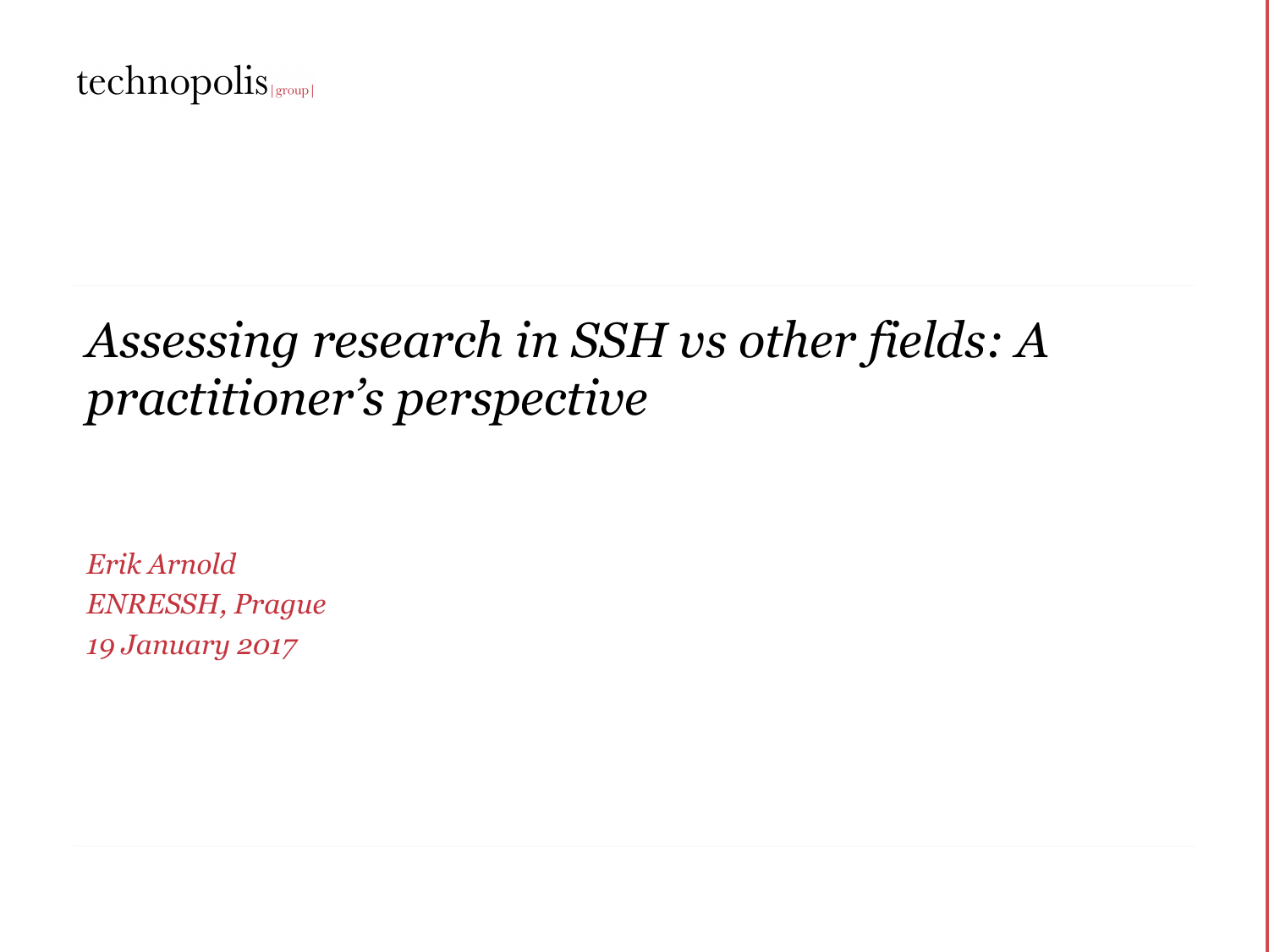technopolis |group|

# *Assessing research in SSH vs other fields: A practitioner's perspective*

*Erik Arnold*
*ENRESSH, Prague*
*19 January 2017*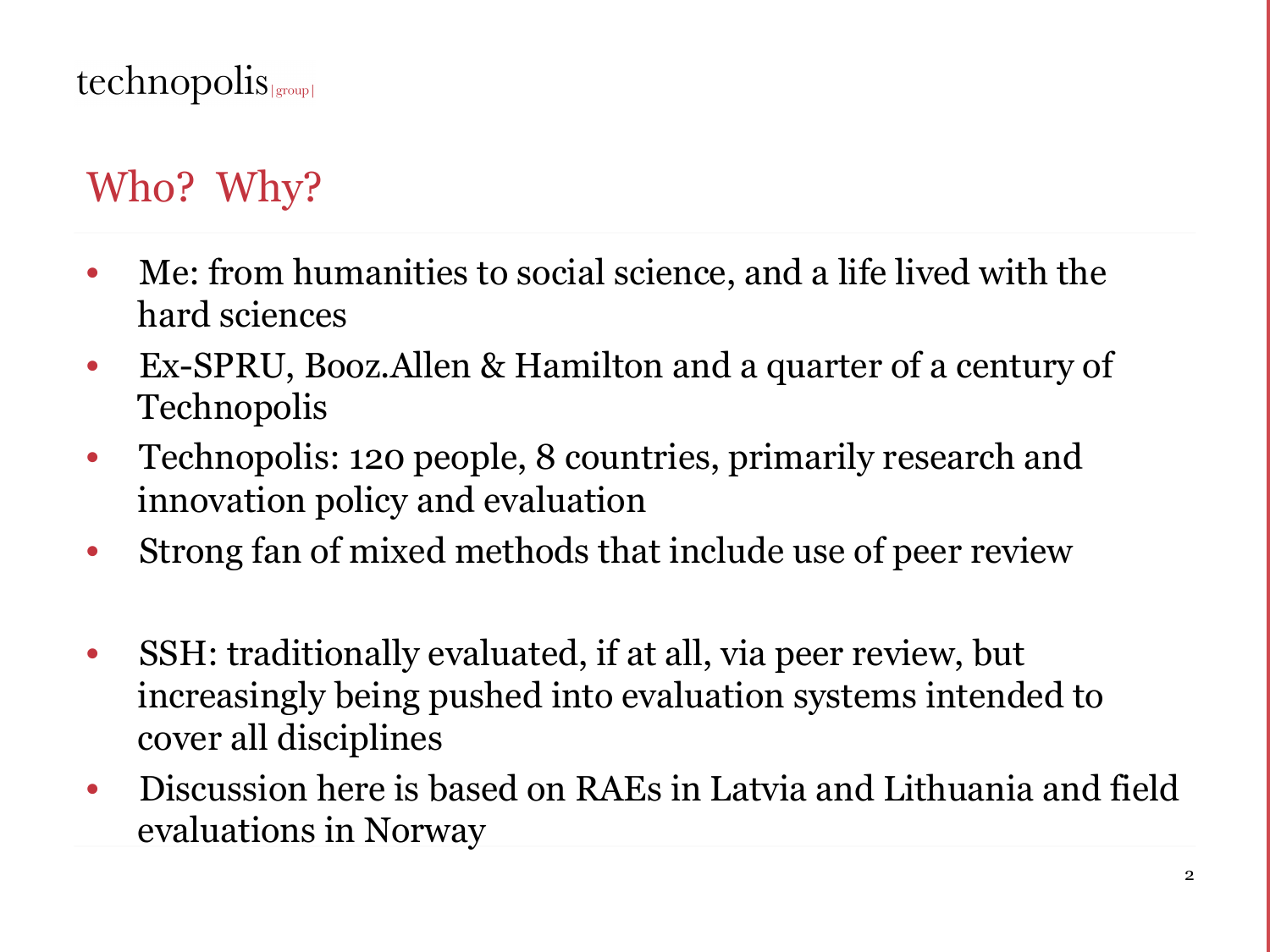## Who? Why?

- Me: from humanities to social science, and a life lived with the hard sciences
- Ex-SPRU, Booz.Allen & Hamilton and a quarter of a century of Technopolis
- Technopolis: 120 people, 8 countries, primarily research and innovation policy and evaluation
- Strong fan of mixed methods that include use of peer review

- SSH: traditionally evaluated, if at all, via peer review, but increasingly being pushed into evaluation systems intended to cover all disciplines
- Discussion here is based on RAEs in Latvia and Lithuania and field evaluations in Norway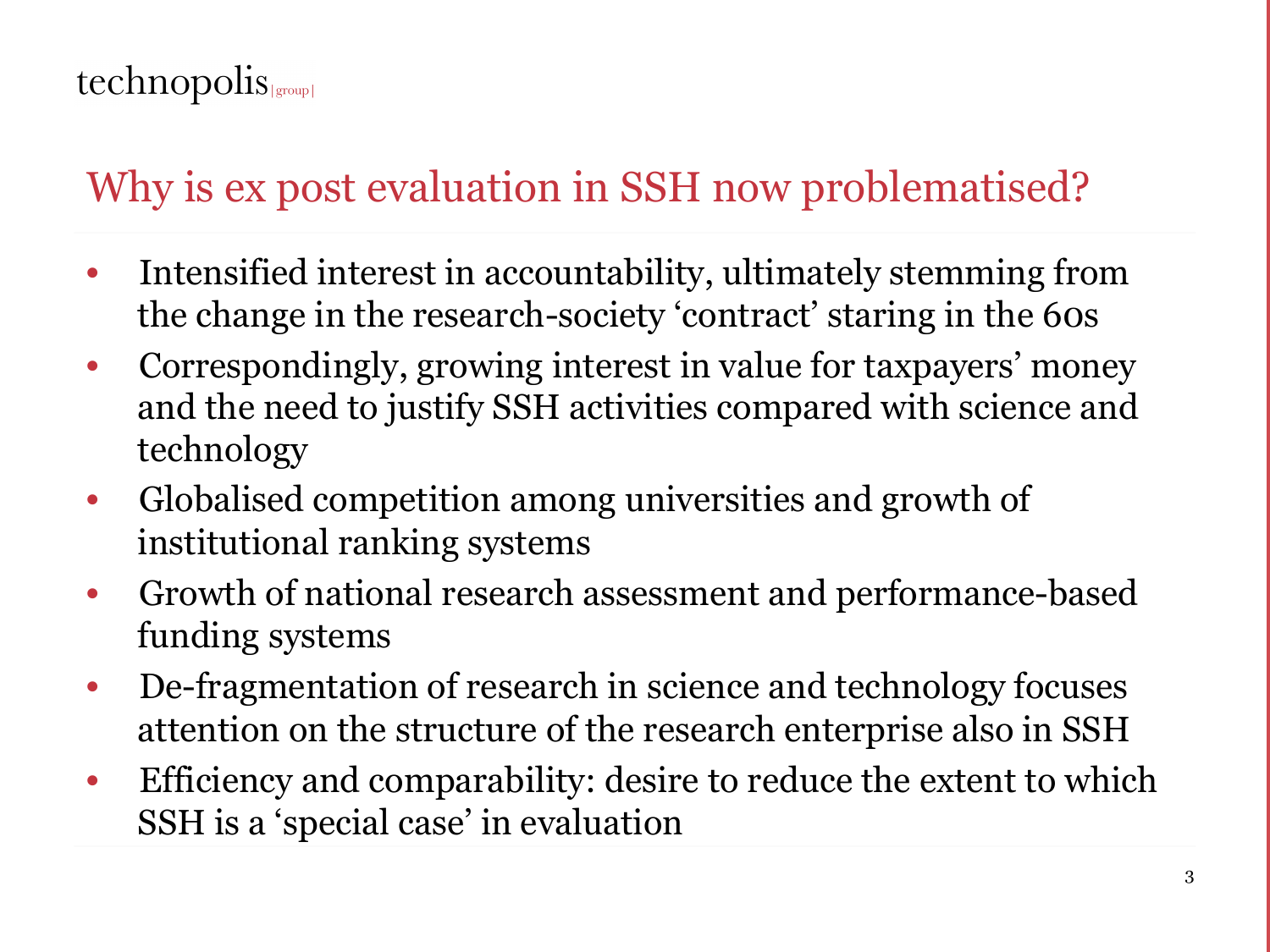# Why is ex post evaluation in SSH now problematised?

- Intensified interest in accountability, ultimately stemming from the change in the research-society 'contract' staring in the 60s
- Correspondingly, growing interest in value for taxpayers' money and the need to justify SSH activities compared with science and technology
- Globalised competition among universities and growth of institutional ranking systems
- Growth of national research assessment and performance-based funding systems
- De-fragmentation of research in science and technology focuses attention on the structure of the research enterprise also in SSH
- Efficiency and comparability: desire to reduce the extent to which SSH is a 'special case' in evaluation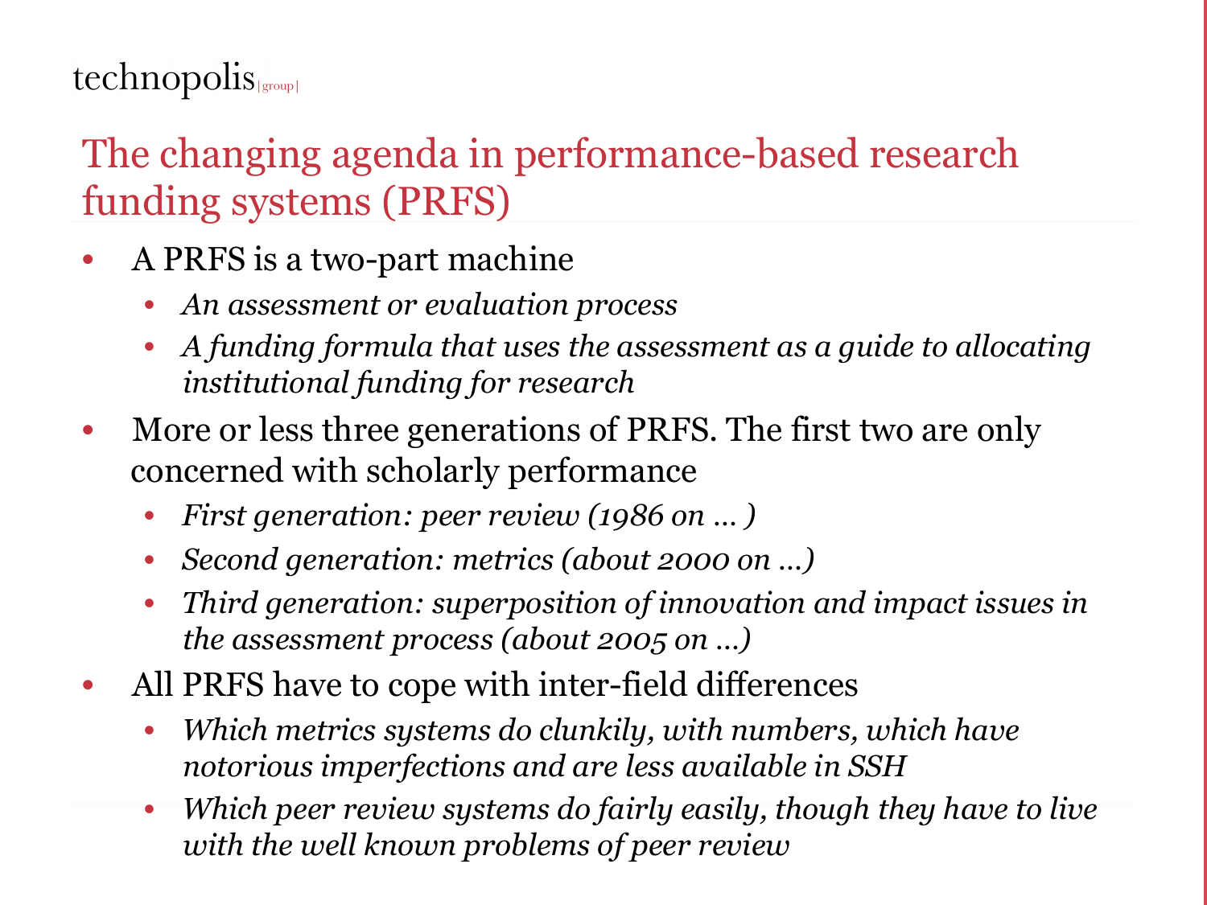## The changing agenda in performance-based research funding systems (PRFS)

- A PRFS is a two-part machine
  - *An assessment or evaluation process*
  - *A funding formula that uses the assessment as a guide to allocating institutional funding for research*
- More or less three generations of PRFS. The first two are only concerned with scholarly performance
  - *First generation: peer review (1986 on … )*
  - *Second generation: metrics (about 2000 on …)*
  - *Third generation: superposition of innovation and impact issues in the assessment process (about 2005 on …)*
- All PRFS have to cope with inter-field differences
  - *Which metrics systems do clunkily, with numbers, which have notorious imperfections and are less available in SSH*
  - *Which peer review systems do fairly easily, though they have to live with the well known problems of peer review*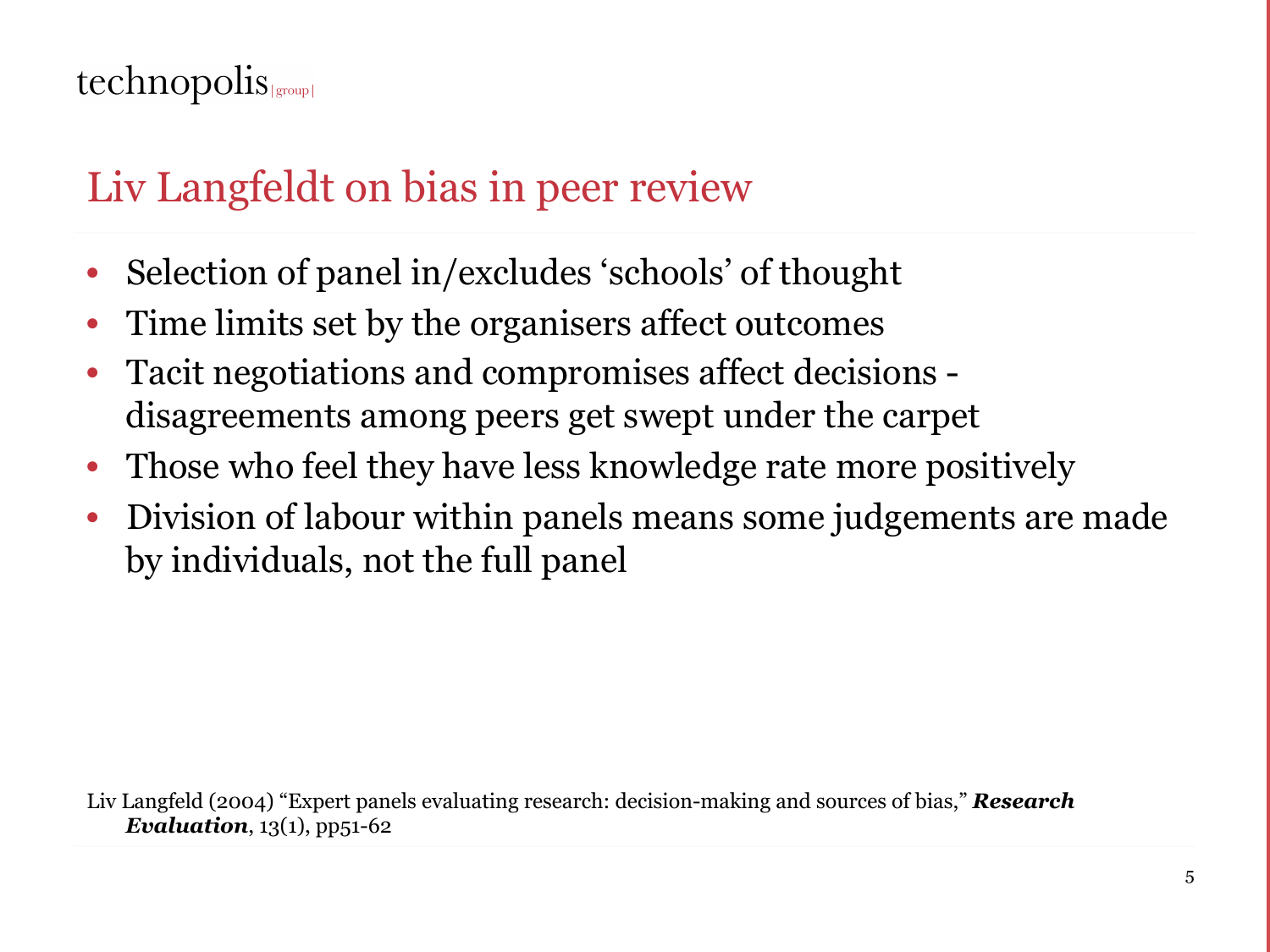# Liv Langfeldt on bias in peer review

- Selection of panel in/excludes ‘schools’ of thought
- Time limits set by the organisers affect outcomes
- Tacit negotiations and compromises affect decisions - disagreements among peers get swept under the carpet
- Those who feel they have less knowledge rate more positively
- Division of labour within panels means some judgements are made by individuals, not the full panel

Liv Langfeld (2004) “Expert panels evaluating research: decision-making and sources of bias,” ***Research Evaluation***, 13(1), pp51-62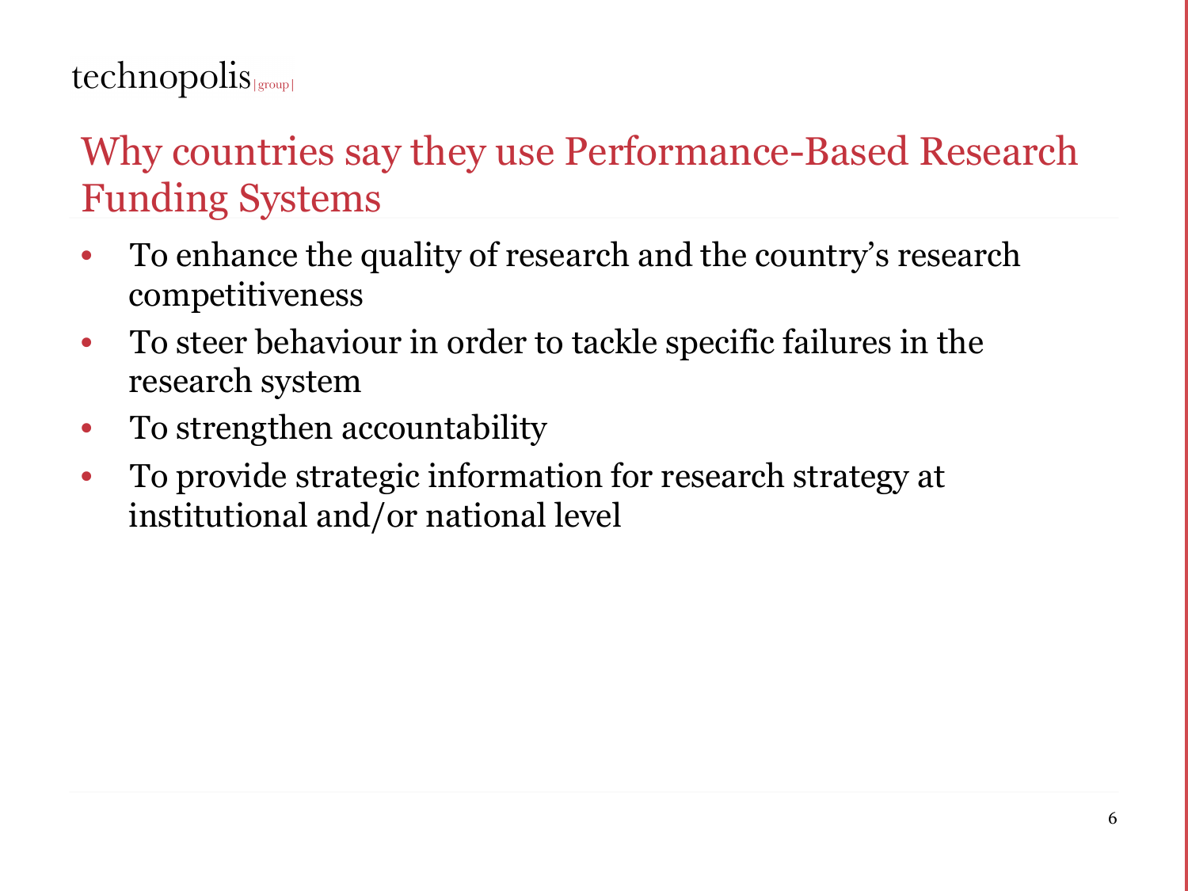## Why countries say they use Performance-Based Research Funding Systems

- To enhance the quality of research and the country's research competitiveness
- To steer behaviour in order to tackle specific failures in the research system
- To strengthen accountability
- To provide strategic information for research strategy at institutional and/or national level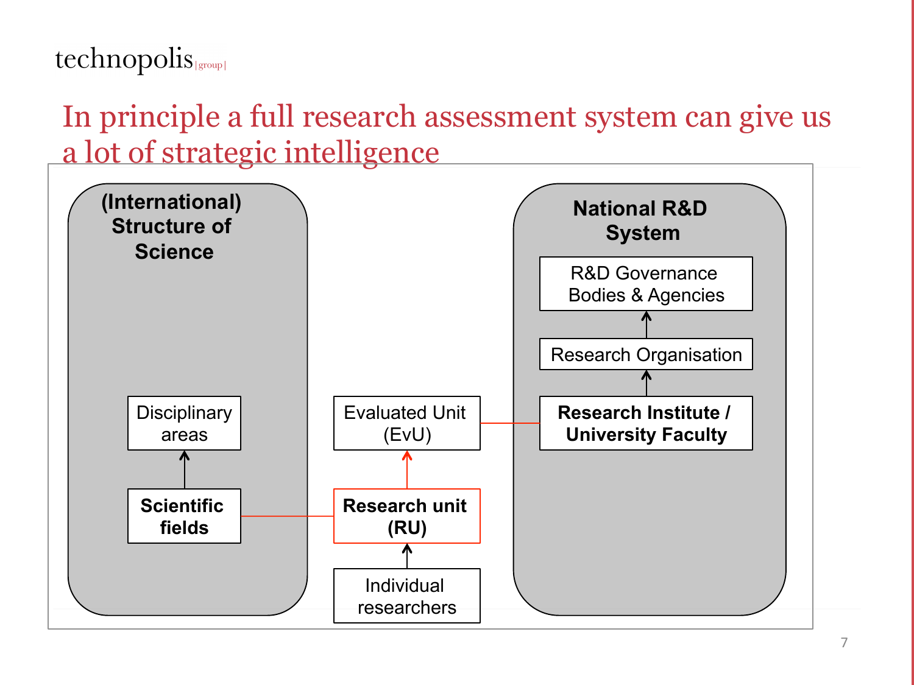# In principle a full research assessment system can give us a lot of strategic intelligence

**(International) Structure of Science**

- Disciplinary areas
- **Scientific fields**

Evaluated Unit (EvU)

**Research unit (RU)**

Individual researchers

**National R&D System**

- R&D Governance Bodies & Agencies
- Research Organisation
- **Research Institute / University Faculty**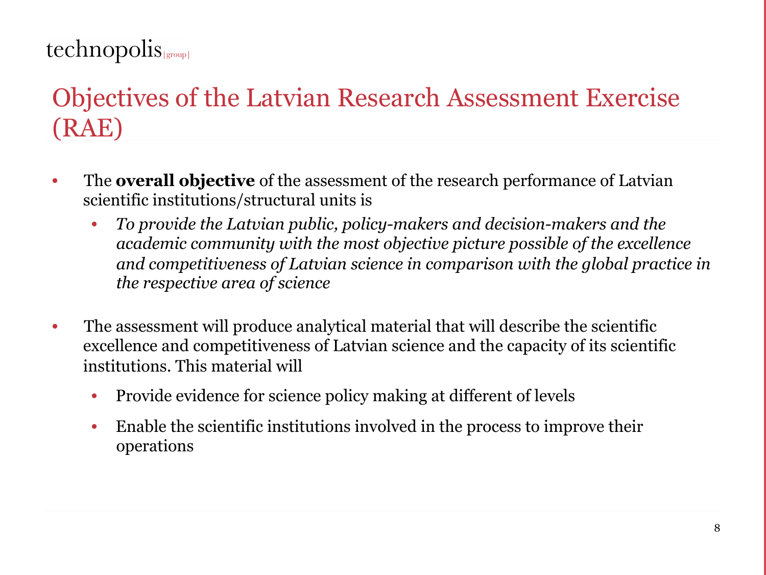# Objectives of the Latvian Research Assessment Exercise (RAE)

- The **overall objective** of the assessment of the research performance of Latvian scientific institutions/structural units is
  - *To provide the Latvian public, policy-makers and decision-makers and the academic community with the most objective picture possible of the excellence and competitiveness of Latvian science in comparison with the global practice in the respective area of science*
- The assessment will produce analytical material that will describe the scientific excellence and competitiveness of Latvian science and the capacity of its scientific institutions. This material will
  - Provide evidence for science policy making at different of levels
  - Enable the scientific institutions involved in the process to improve their operations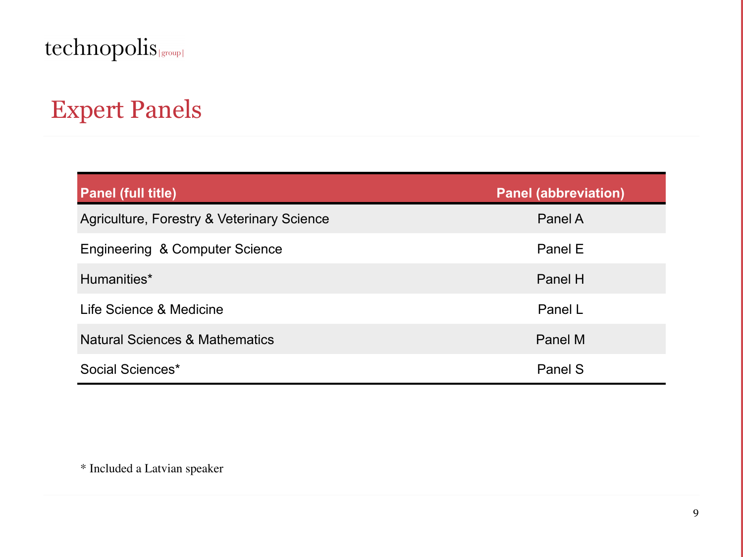# Expert Panels

| Panel (full title) | Panel (abbreviation) |
|---|---|
| Agriculture, Forestry & Veterinary Science | Panel A |
| Engineering & Computer Science | Panel E |
| Humanities* | Panel H |
| Life Science & Medicine | Panel L |
| Natural Sciences & Mathematics | Panel M |
| Social Sciences* | Panel S |

* Included a Latvian speaker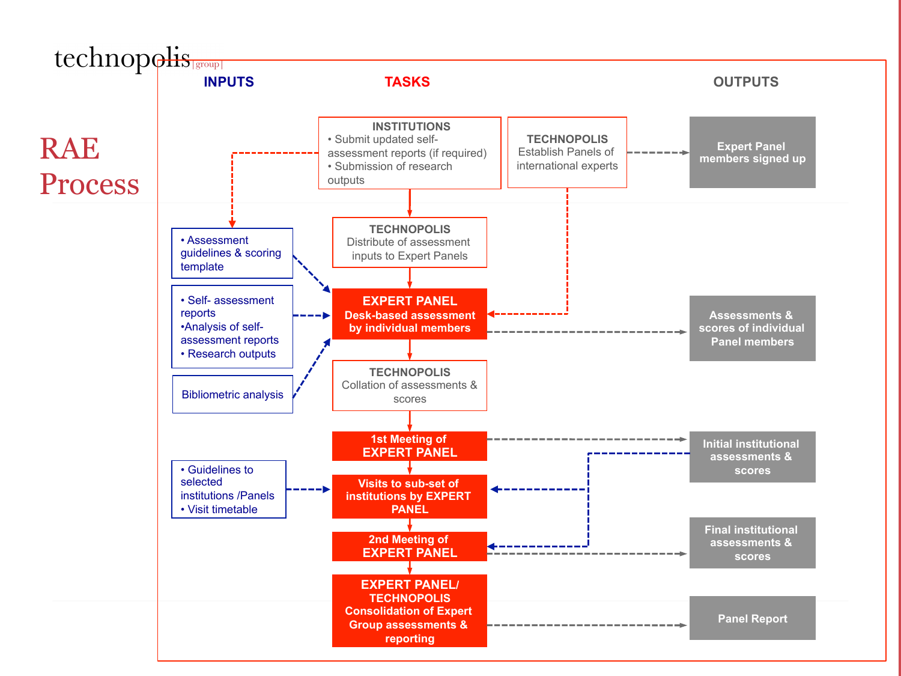# RAE Process

**INPUTS** | **TASKS** | **OUTPUTS**

**INSTITUTIONS**
- Submit updated self-assessment reports (if required)
- Submission of research outputs

**TECHNOPOLIS**
Establish Panels of international experts

Expert Panel members signed up

- Assessment guidelines & scoring template

**TECHNOPOLIS**
Distribute of assessment inputs to Expert Panels

- Self- assessment reports
- Analysis of self-assessment reports
- Research outputs

**EXPERT PANEL**
**Desk-based assessment by individual members**

Assessments & scores of individual Panel members

Bibliometric analysis

**TECHNOPOLIS**
Collation of assessments & scores

**1st Meeting of EXPERT PANEL**

Initial institutional assessments & scores

- Guidelines to selected institutions /Panels
- Visit timetable

**Visits to sub-set of institutions by EXPERT PANEL**

**2nd Meeting of EXPERT PANEL**

Final institutional assessments & scores

**EXPERT PANEL/ TECHNOPOLIS**
**Consolidation of Expert Group assessments & reporting**

Panel Report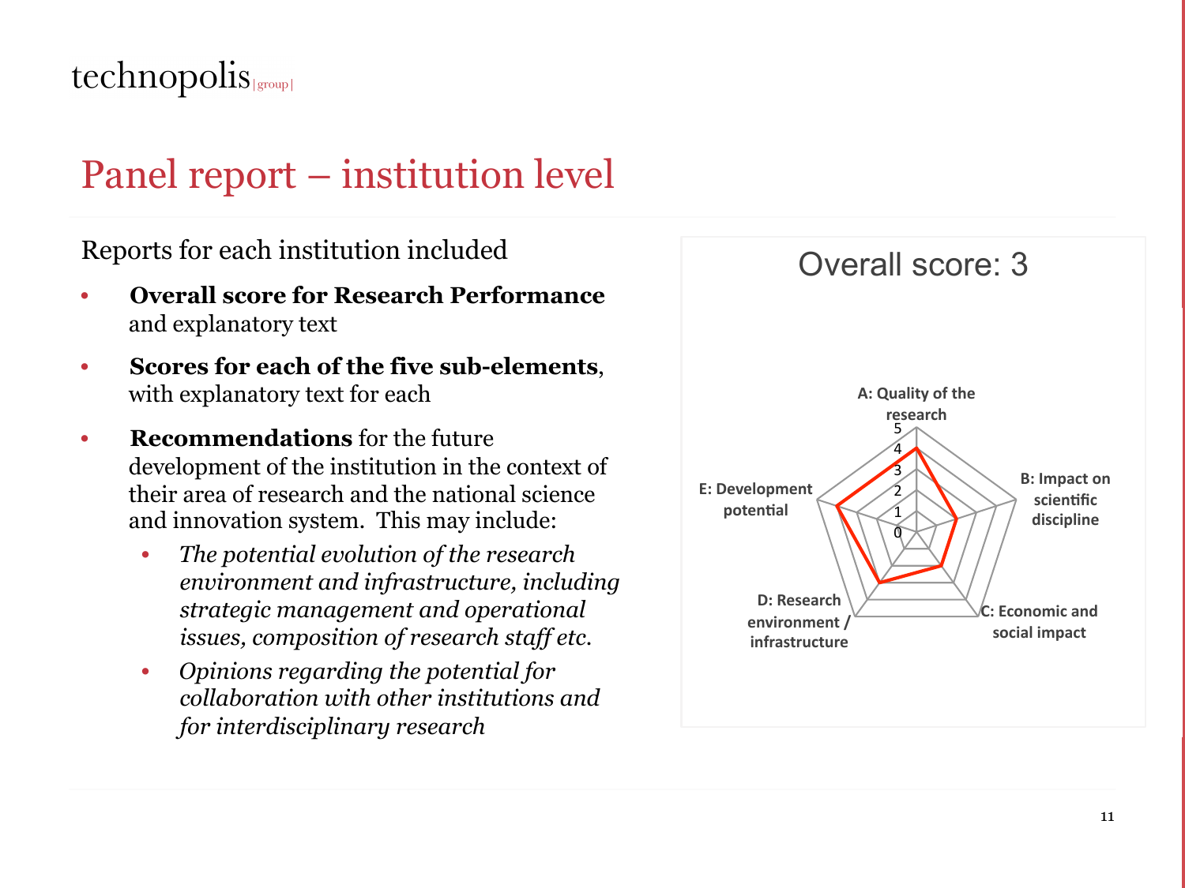# Panel report – institution level

Reports for each institution included

- **Overall score for Research Performance** and explanatory text
- **Scores for each of the five sub-elements**, with explanatory text for each
- **Recommendations** for the future development of the institution in the context of their area of research and the national science and innovation system. This may include:
  - *The potential evolution of the research environment and infrastructure, including strategic management and operational issues, composition of research staff etc.*
  - *Opinions regarding the potential for collaboration with other institutions and for interdisciplinary research*

Overall score: 3

A: Quality of the research

B: Impact on scientific discipline

C: Economic and social impact

D: Research environment / infrastructure

E: Development potential

0 1 2 3 4 5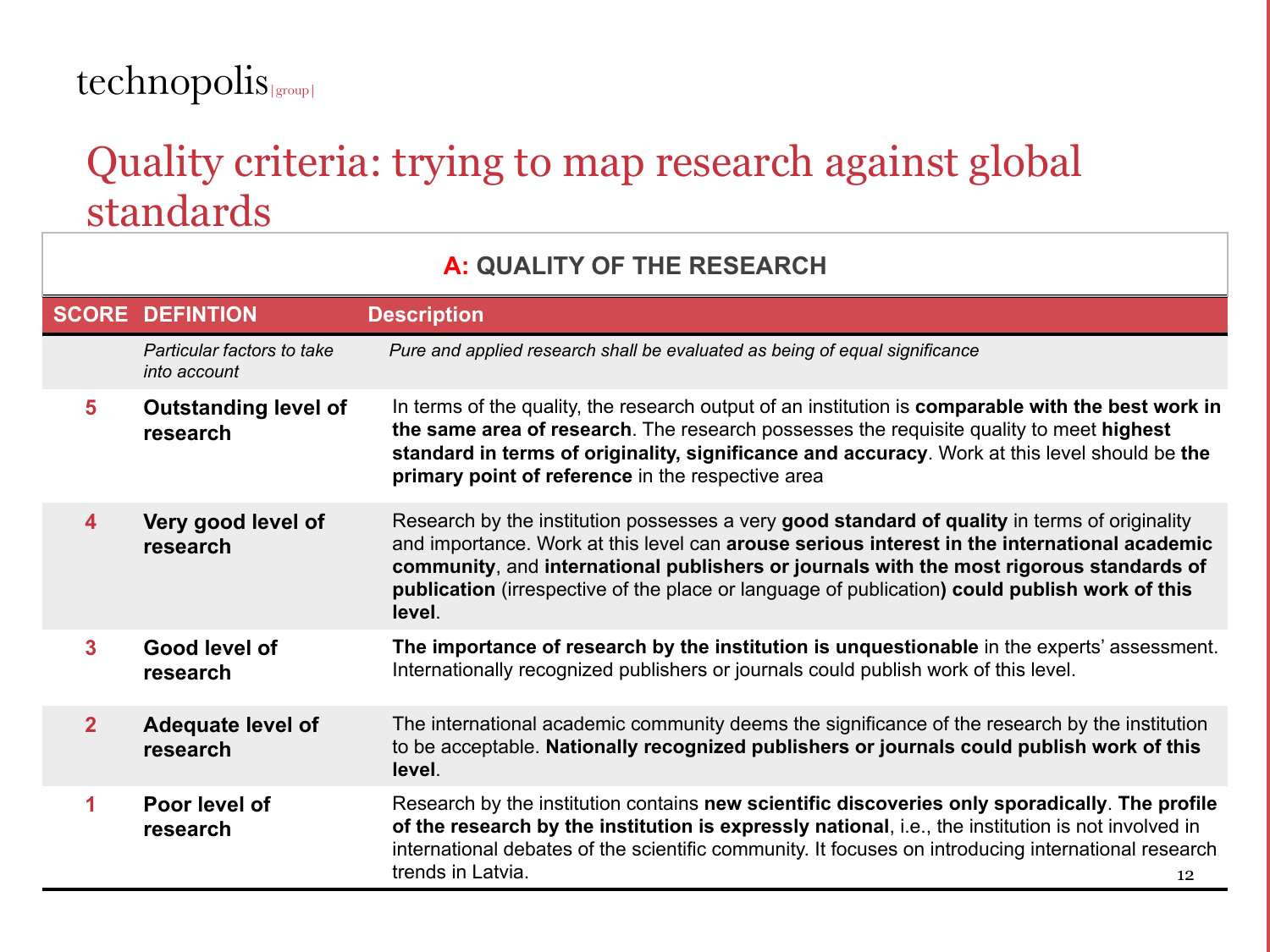# Quality criteria: trying to map research against global standards

| **A: QUALITY OF THE RESEARCH** | | |
|---|---|---|
| **SCORE** | **DEFINTION** | **Description** |
| | *Particular factors to take into account* | *Pure and applied research shall be evaluated as being of equal significance* |
| 5 | **Outstanding level of research** | In terms of the quality, the research output of an institution is **comparable with the best work in the same area of research**. The research possesses the requisite quality to meet **highest standard in terms of originality, significance and accuracy**. Work at this level should be **the primary point of reference** in the respective area |
| 4 | **Very good level of research** | Research by the institution possesses a very **good standard of quality** in terms of originality and importance. Work at this level can **arouse serious interest in the international academic community**, and **international publishers or journals with the most rigorous standards of publication** (irrespective of the place or language of publication**) could publish work of this level**. |
| 3 | **Good level of research** | **The importance of research by the institution is unquestionable** in the experts' assessment. Internationally recognized publishers or journals could publish work of this level. |
| 2 | **Adequate level of research** | The international academic community deems the significance of the research by the institution to be acceptable. **Nationally recognized publishers or journals could publish work of this level**. |
| 1 | **Poor level of research** | Research by the institution contains **new scientific discoveries only sporadically**. **The profile of the research by the institution is expressly national**, i.e., the institution is not involved in international debates of the scientific community. It focuses on introducing international research trends in Latvia. |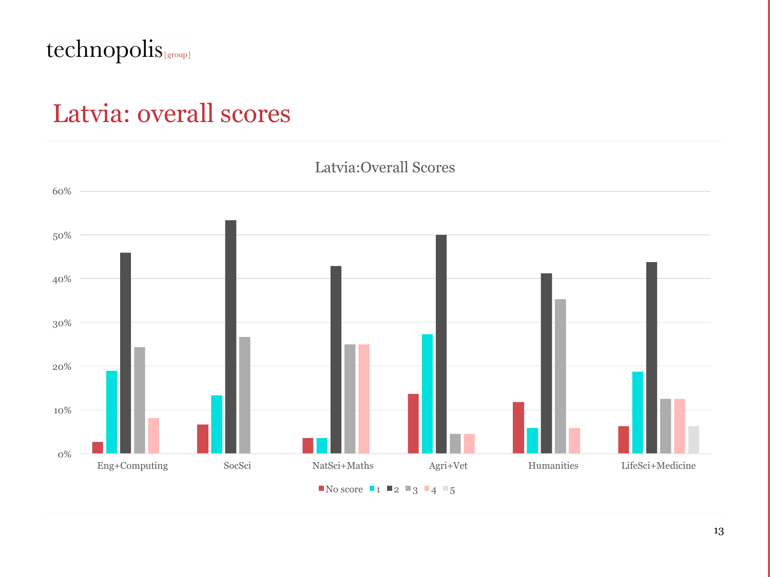# Latvia: overall scores

Latvia:Overall Scores

60%
50%
40%
30%
20%
10%
0%

Eng+Computing SocSci NatSci+Maths Agri+Vet Humanities LifeSci+Medicine

No score 1 2 3 4 5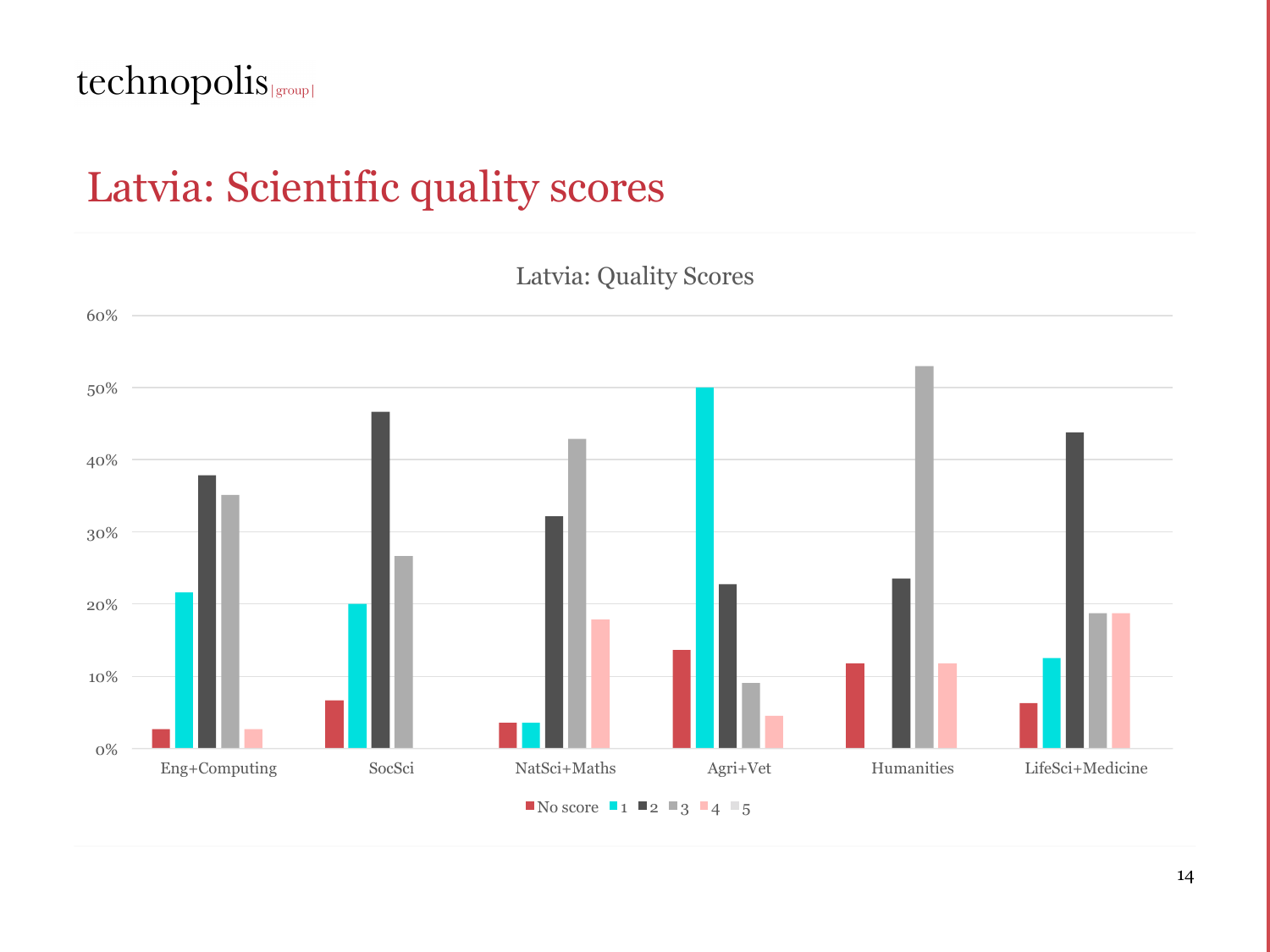# Latvia: Scientific quality scores

Latvia: Quality Scores

60%
50%
40%
30%
20%
10%
0%

Eng+Computing | SocSci | NatSci+Maths | Agri+Vet | Humanities | LifeSci+Medicine

No score | 1 | 2 | 3 | 4 | 5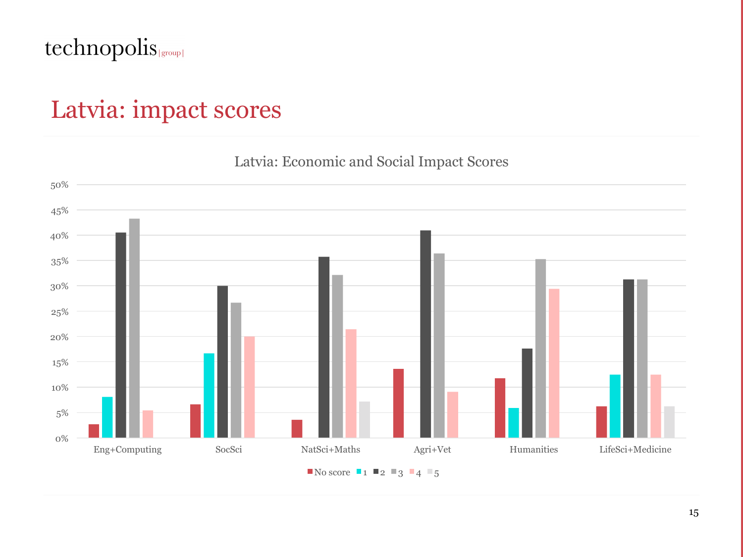# Latvia: impact scores

Latvia: Economic and Social Impact Scores

50%
45%
40%
35%
30%
25%
20%
15%
10%
5%
0%

Eng+Computing SocSci NatSci+Maths Agri+Vet Humanities LifeSci+Medicine

No score 1 2 3 4 5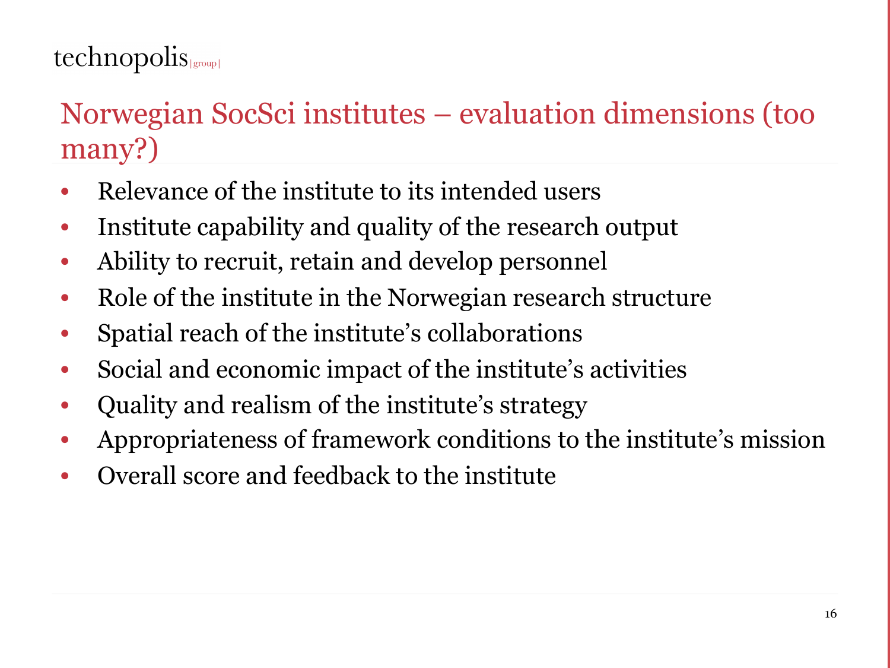# Norwegian SocSci institutes – evaluation dimensions (too many?)

- Relevance of the institute to its intended users
- Institute capability and quality of the research output
- Ability to recruit, retain and develop personnel
- Role of the institute in the Norwegian research structure
- Spatial reach of the institute's collaborations
- Social and economic impact of the institute's activities
- Quality and realism of the institute's strategy
- Appropriateness of framework conditions to the institute's mission
- Overall score and feedback to the institute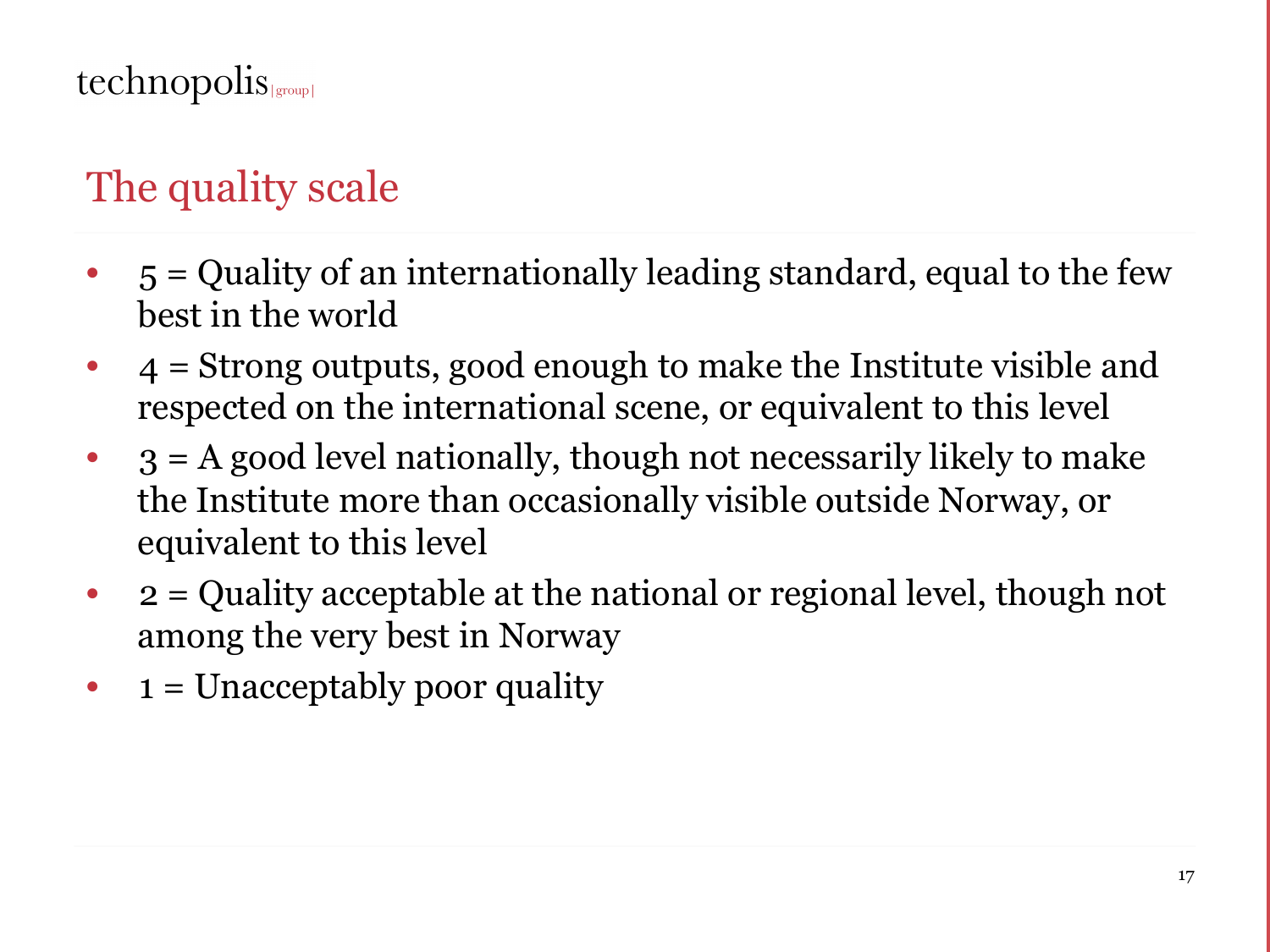## The quality scale

- 5 = Quality of an internationally leading standard, equal to the few best in the world
- 4 = Strong outputs, good enough to make the Institute visible and respected on the international scene, or equivalent to this level
- 3 = A good level nationally, though not necessarily likely to make the Institute more than occasionally visible outside Norway, or equivalent to this level
- 2 = Quality acceptable at the national or regional level, though not among the very best in Norway
- 1 = Unacceptably poor quality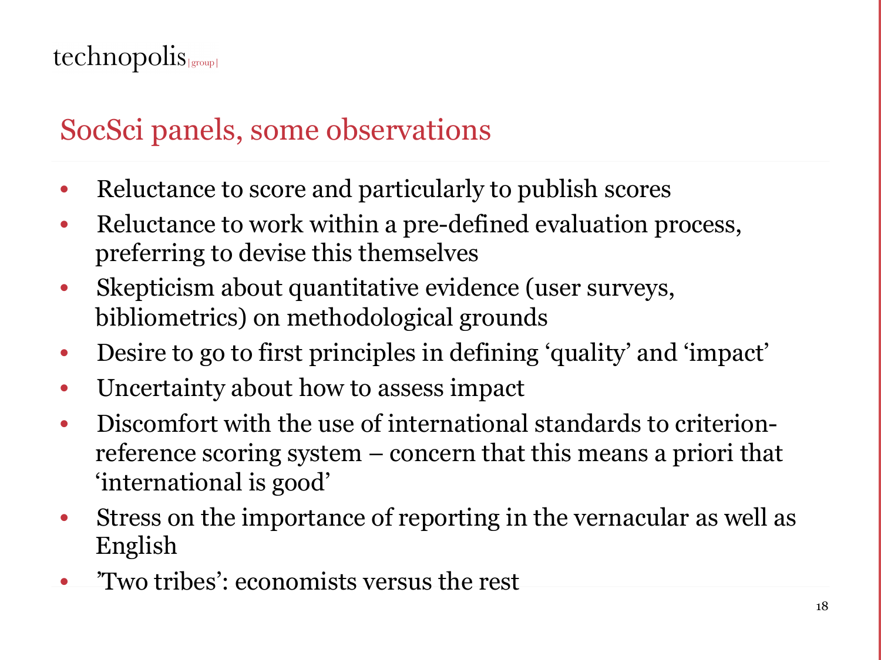## SocSci panels, some observations

- Reluctance to score and particularly to publish scores
- Reluctance to work within a pre-defined evaluation process, preferring to devise this themselves
- Skepticism about quantitative evidence (user surveys, bibliometrics) on methodological grounds
- Desire to go to first principles in defining 'quality' and 'impact'
- Uncertainty about how to assess impact
- Discomfort with the use of international standards to criterion-reference scoring system – concern that this means a priori that 'international is good'
- Stress on the importance of reporting in the vernacular as well as English
- 'Two tribes': economists versus the rest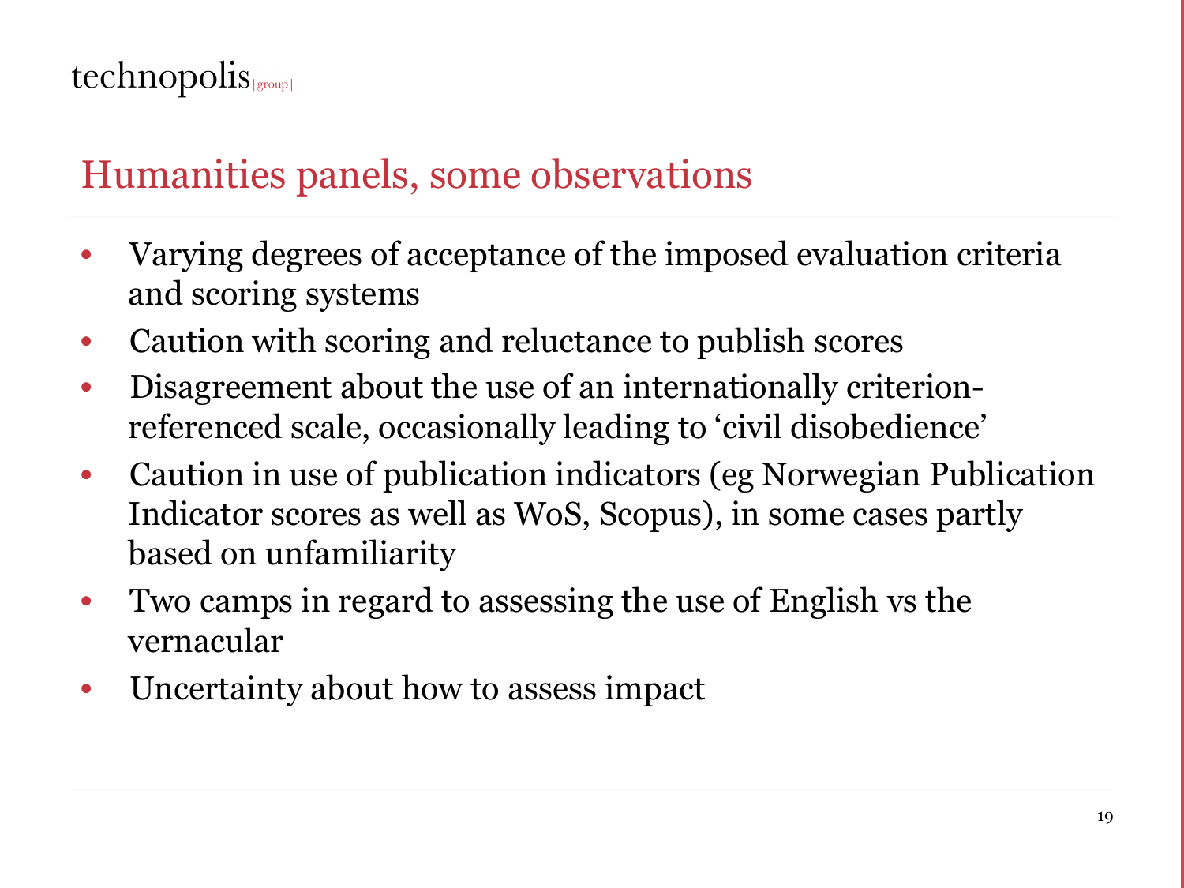# Humanities panels, some observations

- Varying degrees of acceptance of the imposed evaluation criteria and scoring systems
- Caution with scoring and reluctance to publish scores
- Disagreement about the use of an internationally criterion-referenced scale, occasionally leading to 'civil disobedience'
- Caution in use of publication indicators (eg Norwegian Publication Indicator scores as well as WoS, Scopus), in some cases partly based on unfamiliarity
- Two camps in regard to assessing the use of English vs the vernacular
- Uncertainty about how to assess impact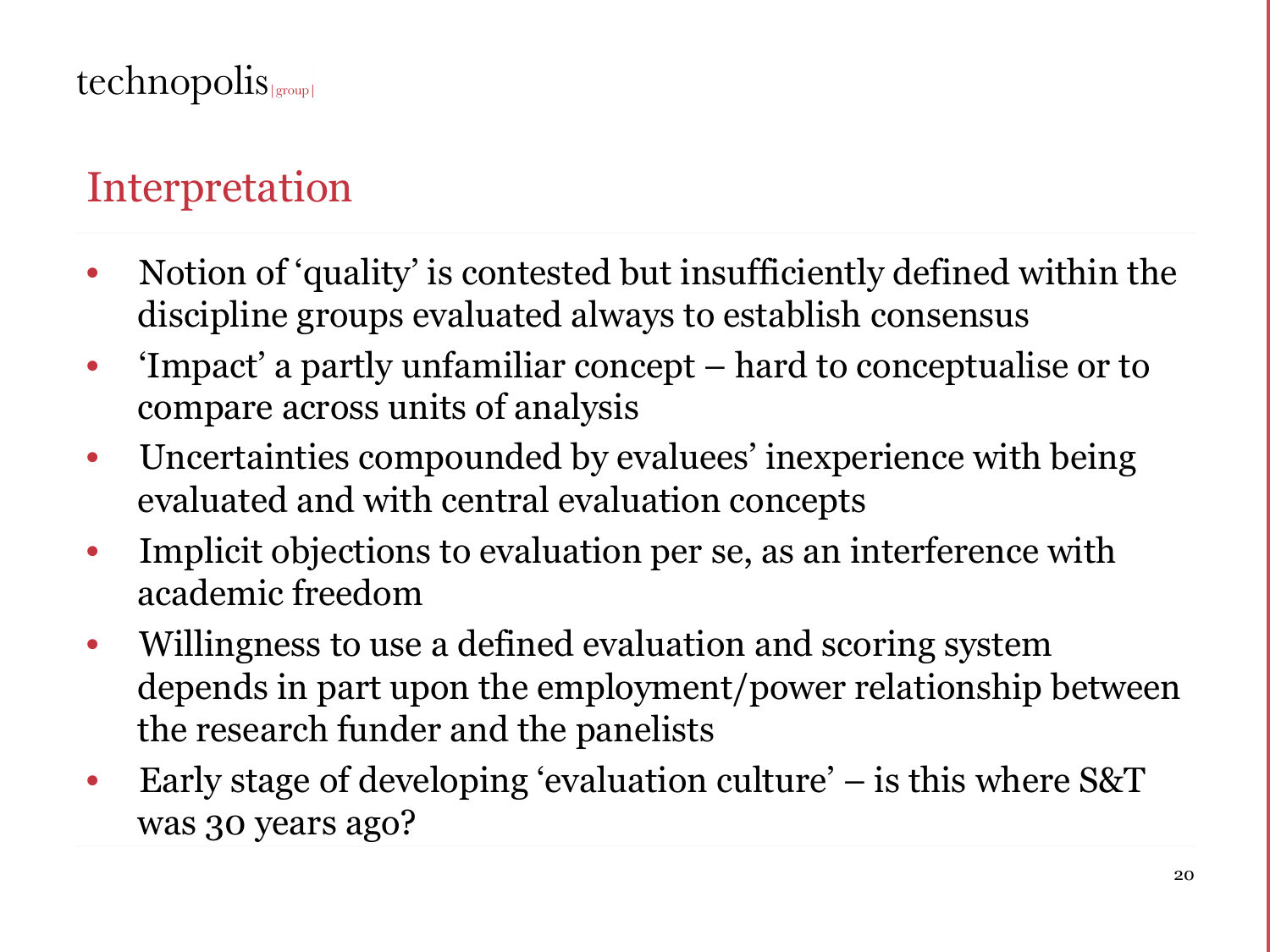## Interpretation

- Notion of 'quality' is contested but insufficiently defined within the discipline groups evaluated always to establish consensus
- 'Impact' a partly unfamiliar concept – hard to conceptualise or to compare across units of analysis
- Uncertainties compounded by evaluees' inexperience with being evaluated and with central evaluation concepts
- Implicit objections to evaluation per se, as an interference with academic freedom
- Willingness to use a defined evaluation and scoring system depends in part upon the employment/power relationship between the research funder and the panelists
- Early stage of developing 'evaluation culture' – is this where S&T was 30 years ago?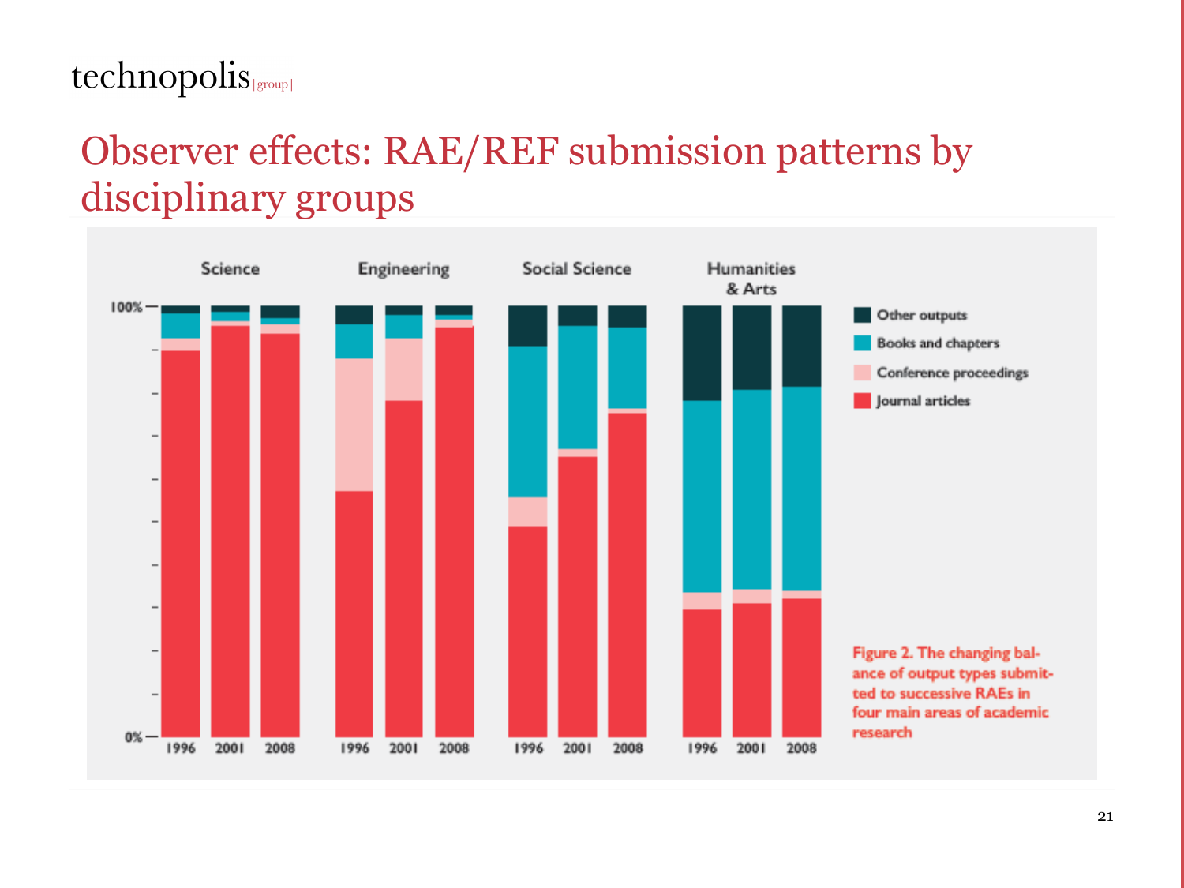# Observer effects: RAE/REF submission patterns by disciplinary groups

Science | Engineering | Social Science | Humanities & Arts

100%

0%

1996 2001 2008 1996 2001 2008 1996 2001 2008 1996 2001 2008

Other outputs

Books and chapters

Conference proceedings

Journal articles

Figure 2. The changing balance of output types submitted to successive RAEs in four main areas of academic research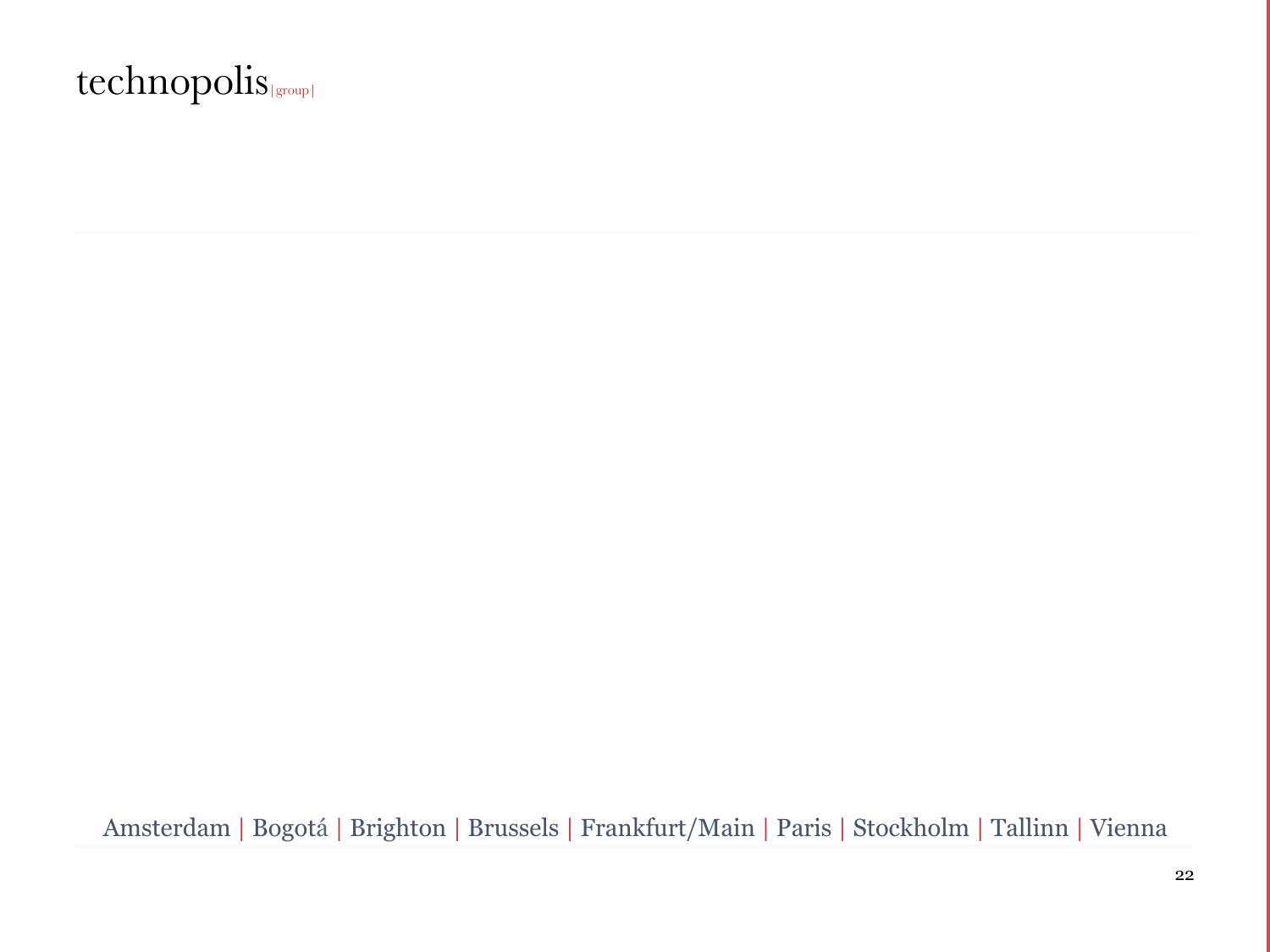technopolis |group|

Amsterdam | Bogotá | Brighton | Brussels | Frankfurt/Main | Paris | Stockholm | Tallinn | Vienna